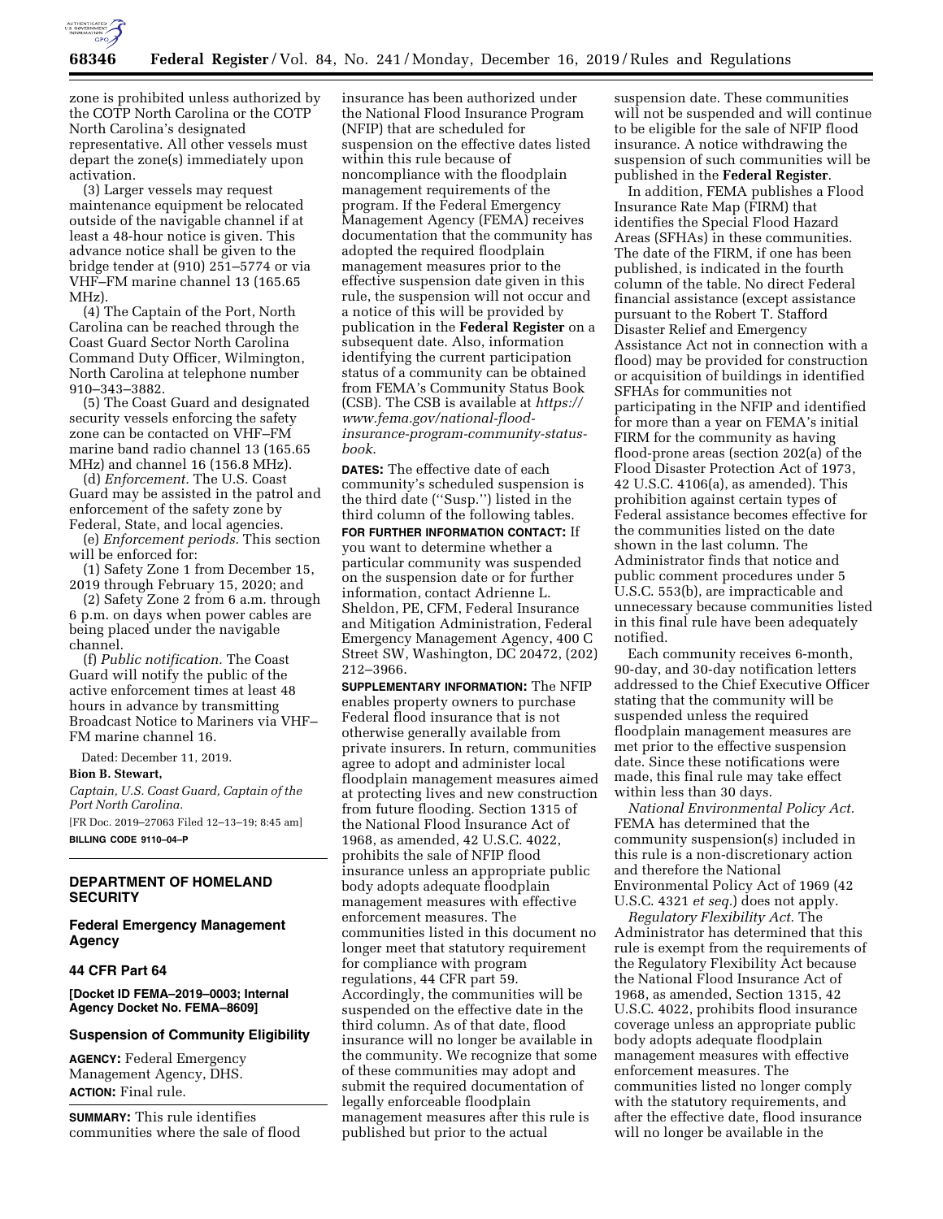zone is prohibited unless authorized by the COTP North Carolina or the COTP North Carolina's designated representative. All other vessels must depart the zone(s) immediately upon activation.

(3) Larger vessels may request maintenance equipment be relocated outside of the navigable channel if at least a 48-hour notice is given. This advance notice shall be given to the bridge tender at (910) 251–5774 or via VHF–FM marine channel 13 (165.65 MHz).

(4) The Captain of the Port, North Carolina can be reached through the Coast Guard Sector North Carolina Command Duty Officer, Wilmington, North Carolina at telephone number 910–343–3882.

(5) The Coast Guard and designated security vessels enforcing the safety zone can be contacted on VHF–FM marine band radio channel 13 (165.65 MHz) and channel 16 (156.8 MHz).

(d) *Enforcement.* The U.S. Coast Guard may be assisted in the patrol and enforcement of the safety zone by Federal, State, and local agencies.

(e) *Enforcement periods.* This section will be enforced for:

(1) Safety Zone 1 from December 15, 2019 through February 15, 2020; and

(2) Safety Zone 2 from 6 a.m. through 6 p.m. on days when power cables are being placed under the navigable channel.

(f) *Public notification.* The Coast Guard will notify the public of the active enforcement times at least 48 hours in advance by transmitting Broadcast Notice to Mariners via VHF–FM marine channel 16.

Dated: December 11, 2019.

**Bion B. Stewart,**

*Captain, U.S. Coast Guard, Captain of the Port North Carolina.*

[FR Doc. 2019–27063 Filed 12–13–19; 8:45 am]

**BILLING CODE 9110–04–P**

## DEPARTMENT OF HOMELAND SECURITY

### Federal Emergency Management Agency

### 44 CFR Part 64

**[Docket ID FEMA–2019–0003; Internal Agency Docket No. FEMA–8609]**

### Suspension of Community Eligibility

**AGENCY:** Federal Emergency Management Agency, DHS.

**ACTION:** Final rule.

**SUMMARY:** This rule identifies communities where the sale of flood insurance has been authorized under the National Flood Insurance Program (NFIP) that are scheduled for suspension on the effective dates listed within this rule because of noncompliance with the floodplain management requirements of the program. If the Federal Emergency Management Agency (FEMA) receives documentation that the community has adopted the required floodplain management measures prior to the effective suspension date given in this rule, the suspension will not occur and a notice of this will be provided by publication in the **Federal Register** on a subsequent date. Also, information identifying the current participation status of a community can be obtained from FEMA's Community Status Book (CSB). The CSB is available at *https://www.fema.gov/national-flood-insurance-program-community-status-book.*

**DATES:** The effective date of each community's scheduled suspension is the third date (''Susp.'') listed in the third column of the following tables.

**FOR FURTHER INFORMATION CONTACT:** If you want to determine whether a particular community was suspended on the suspension date or for further information, contact Adrienne L. Sheldon, PE, CFM, Federal Insurance and Mitigation Administration, Federal Emergency Management Agency, 400 C Street SW, Washington, DC 20472, (202) 212–3966.

**SUPPLEMENTARY INFORMATION:** The NFIP enables property owners to purchase Federal flood insurance that is not otherwise generally available from private insurers. In return, communities agree to adopt and administer local floodplain management measures aimed at protecting lives and new construction from future flooding. Section 1315 of the National Flood Insurance Act of 1968, as amended, 42 U.S.C. 4022, prohibits the sale of NFIP flood insurance unless an appropriate public body adopts adequate floodplain management measures with effective enforcement measures. The communities listed in this document no longer meet that statutory requirement for compliance with program regulations, 44 CFR part 59. Accordingly, the communities will be suspended on the effective date in the third column. As of that date, flood insurance will no longer be available in the community. We recognize that some of these communities may adopt and submit the required documentation of legally enforceable floodplain management measures after this rule is published but prior to the actual suspension date. These communities will not be suspended and will continue to be eligible for the sale of NFIP flood insurance. A notice withdrawing the suspension of such communities will be published in the **Federal Register**.

In addition, FEMA publishes a Flood Insurance Rate Map (FIRM) that identifies the Special Flood Hazard Areas (SFHAs) in these communities. The date of the FIRM, if one has been published, is indicated in the fourth column of the table. No direct Federal financial assistance (except assistance pursuant to the Robert T. Stafford Disaster Relief and Emergency Assistance Act not in connection with a flood) may be provided for construction or acquisition of buildings in identified SFHAs for communities not participating in the NFIP and identified for more than a year on FEMA's initial FIRM for the community as having flood-prone areas (section 202(a) of the Flood Disaster Protection Act of 1973, 42 U.S.C. 4106(a), as amended). This prohibition against certain types of Federal assistance becomes effective for the communities listed on the date shown in the last column. The Administrator finds that notice and public comment procedures under 5 U.S.C. 553(b), are impracticable and unnecessary because communities listed in this final rule have been adequately notified.

Each community receives 6-month, 90-day, and 30-day notification letters addressed to the Chief Executive Officer stating that the community will be suspended unless the required floodplain management measures are met prior to the effective suspension date. Since these notifications were made, this final rule may take effect within less than 30 days.

*National Environmental Policy Act.* FEMA has determined that the community suspension(s) included in this rule is a non-discretionary action and therefore the National Environmental Policy Act of 1969 (42 U.S.C. 4321 *et seq.*) does not apply.

*Regulatory Flexibility Act.* The Administrator has determined that this rule is exempt from the requirements of the Regulatory Flexibility Act because the National Flood Insurance Act of 1968, as amended, Section 1315, 42 U.S.C. 4022, prohibits flood insurance coverage unless an appropriate public body adopts adequate floodplain management measures with effective enforcement measures. The communities listed no longer comply with the statutory requirements, and after the effective date, flood insurance will no longer be available in the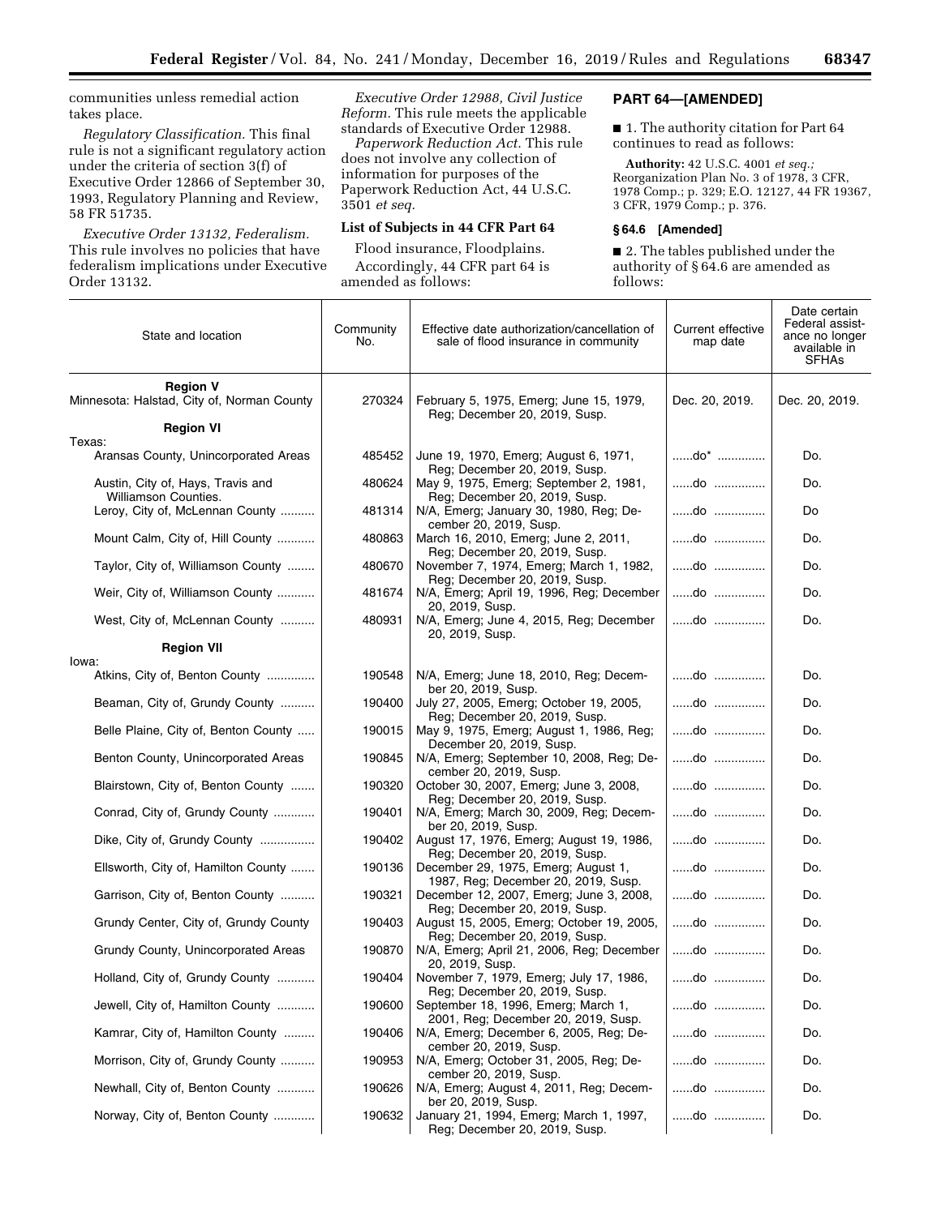communities unless remedial action takes place.

*Regulatory Classification.* This final rule is not a significant regulatory action under the criteria of section 3(f) of Executive Order 12866 of September 30, 1993, Regulatory Planning and Review, 58 FR 51735.

*Executive Order 13132, Federalism.* This rule involves no policies that have federalism implications under Executive Order 13132.

*Executive Order 12988, Civil Justice Reform.* This rule meets the applicable standards of Executive Order 12988.

*Paperwork Reduction Act.* This rule does not involve any collection of information for purposes of the Paperwork Reduction Act, 44 U.S.C. 3501 *et seq.*

**List of Subjects in 44 CFR Part 64**

Flood insurance, Floodplains.

Accordingly, 44 CFR part 64 is amended as follows:

**PART 64—[AMENDED]**

■ 1. The authority citation for Part 64 continues to read as follows:

**Authority:** 42 U.S.C. 4001 *et seq.;* Reorganization Plan No. 3 of 1978, 3 CFR, 1978 Comp.; p. 329; E.O. 12127, 44 FR 19367, 3 CFR, 1979 Comp.; p. 376.

**§ 64.6 [Amended]**

■ 2. The tables published under the authority of § 64.6 are amended as follows:

| State and location | Community No. | Effective date authorization/cancellation of sale of flood insurance in community | Current effective map date | Date certain Federal assistance no longer available in SFHAs |
|---|---|---|---|---|
| **Region V** | | | | |
| Minnesota: Halstad, City of, Norman County | 270324 | February 5, 1975, Emerg; June 15, 1979, Reg; December 20, 2019, Susp. | Dec. 20, 2019. | Dec. 20, 2019. |
| **Region VI** | | | | |
| Texas: | | | | |
| Aransas County, Unincorporated Areas | 485452 | June 19, 1970, Emerg; August 6, 1971, Reg; December 20, 2019, Susp. | ......do* ............. | Do. |
| Austin, City of, Hays, Travis and Williamson Counties. | 480624 | May 9, 1975, Emerg; September 2, 1981, Reg; December 20, 2019, Susp. | ......do ............... | Do. |
| Leroy, City of, McLennan County .......... | 481314 | N/A, Emerg; January 30, 1980, Reg; December 20, 2019, Susp. | ......do ............... | Do |
| Mount Calm, City of, Hill County ........... | 480863 | March 16, 2010, Emerg; June 2, 2011, Reg; December 20, 2019, Susp. | ......do ............... | Do. |
| Taylor, City of, Williamson County ........ | 480670 | November 7, 1974, Emerg; March 1, 1982, Reg; December 20, 2019, Susp. | ......do ............... | Do. |
| Weir, City of, Williamson County ........... | 481674 | N/A, Emerg; April 19, 1996, Reg; December 20, 2019, Susp. | ......do ............... | Do. |
| West, City of, McLennan County .......... | 480931 | N/A, Emerg; June 4, 2015, Reg; December 20, 2019, Susp. | ......do ............... | Do. |
| **Region VII** | | | | |
| Iowa: | | | | |
| Atkins, City of, Benton County .............. | 190548 | N/A, Emerg; June 18, 2010, Reg; December 20, 2019, Susp. | ......do ............... | Do. |
| Beaman, City of, Grundy County .......... | 190400 | July 27, 2005, Emerg; October 19, 2005, Reg; December 20, 2019, Susp. | ......do ............... | Do. |
| Belle Plaine, City of, Benton County ..... | 190015 | May 9, 1975, Emerg; August 1, 1986, Reg; December 20, 2019, Susp. | ......do ............... | Do. |
| Benton County, Unincorporated Areas | 190845 | N/A, Emerg; September 10, 2008, Reg; December 20, 2019, Susp. | ......do ............... | Do. |
| Blairstown, City of, Benton County ....... | 190320 | October 30, 2007, Emerg; June 3, 2008, Reg; December 20, 2019, Susp. | ......do ............... | Do. |
| Conrad, City of, Grundy County ............ | 190401 | N/A, Emerg; March 30, 2009, Reg; December 20, 2019, Susp. | ......do ............... | Do. |
| Dike, City of, Grundy County ................ | 190402 | August 17, 1976, Emerg; August 19, 1986, Reg; December 20, 2019, Susp. | ......do ............... | Do. |
| Ellsworth, City of, Hamilton County ....... | 190136 | December 29, 1975, Emerg; August 1, 1987, Reg; December 20, 2019, Susp. | ......do ............... | Do. |
| Garrison, City of, Benton County .......... | 190321 | December 12, 2007, Emerg; June 3, 2008, Reg; December 20, 2019, Susp. | ......do ............... | Do. |
| Grundy Center, City of, Grundy County | 190403 | August 15, 2005, Emerg; October 19, 2005, Reg; December 20, 2019, Susp. | ......do ............... | Do. |
| Grundy County, Unincorporated Areas | 190870 | N/A, Emerg; April 21, 2006, Reg; December 20, 2019, Susp. | ......do ............... | Do. |
| Holland, City of, Grundy County ........... | 190404 | November 7, 1979, Emerg; July 17, 1986, Reg; December 20, 2019, Susp. | ......do ............... | Do. |
| Jewell, City of, Hamilton County ........... | 190600 | September 18, 1996, Emerg; March 1, 2001, Reg; December 20, 2019, Susp. | ......do ............... | Do. |
| Kamrar, City of, Hamilton County ......... | 190406 | N/A, Emerg; December 6, 2005, Reg; December 20, 2019, Susp. | ......do ............... | Do. |
| Morrison, City of, Grundy County .......... | 190953 | N/A, Emerg; October 31, 2005, Reg; December 20, 2019, Susp. | ......do ............... | Do. |
| Newhall, City of, Benton County ........... | 190626 | N/A, Emerg; August 4, 2011, Reg; December 20, 2019, Susp. | ......do ............... | Do. |
| Norway, City of, Benton County ............ | 190632 | January 21, 1994, Emerg; March 1, 1997, Reg; December 20, 2019, Susp. | ......do ............... | Do. |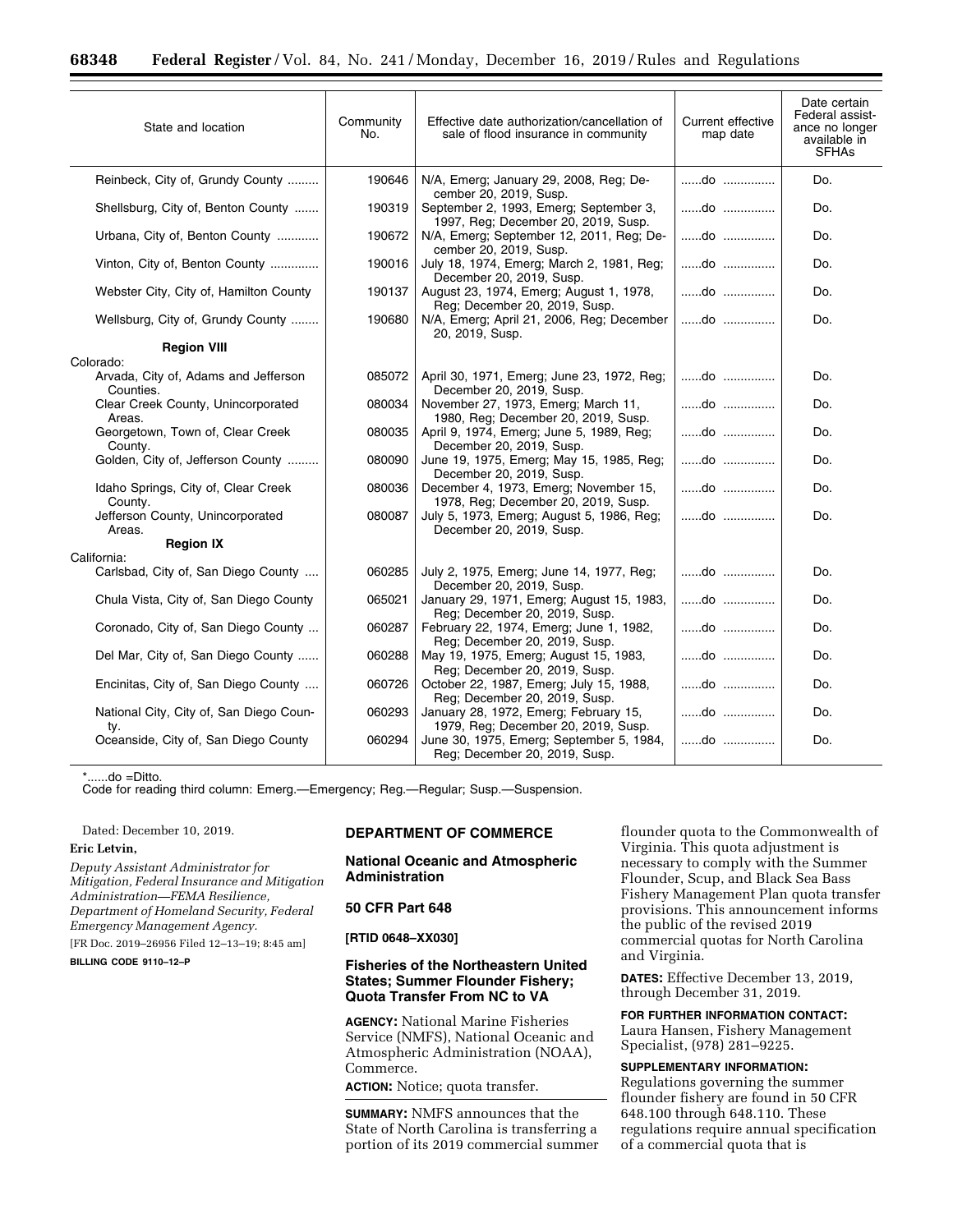| State and location | Community No. | Effective date authorization/cancellation of sale of flood insurance in community | Current effective map date | Date certain Federal assistance no longer available in SFHAs |
|---|---|---|---|---|
| Reinbeck, City of, Grundy County | 190646 | N/A, Emerg; January 29, 2008, Reg; December 20, 2019, Susp. | ......do ............... | Do. |
| Shellsburg, City of, Benton County | 190319 | September 2, 1993, Emerg; September 3, 1997, Reg; December 20, 2019, Susp. | ......do ............... | Do. |
| Urbana, City of, Benton County | 190672 | N/A, Emerg; September 12, 2011, Reg; December 20, 2019, Susp. | ......do ............... | Do. |
| Vinton, City of, Benton County | 190016 | July 18, 1974, Emerg; March 2, 1981, Reg; December 20, 2019, Susp. | ......do ............... | Do. |
| Webster City, City of, Hamilton County | 190137 | August 23, 1974, Emerg; August 1, 1978, Reg; December 20, 2019, Susp. | ......do ............... | Do. |
| Wellsburg, City of, Grundy County | 190680 | N/A, Emerg; April 21, 2006, Reg; December 20, 2019, Susp. | ......do ............... | Do. |
| **Region VIII** | | | | |
| Colorado: | | | | |
| Arvada, City of, Adams and Jefferson Counties. | 085072 | April 30, 1971, Emerg; June 23, 1972, Reg; December 20, 2019, Susp. | ......do ............... | Do. |
| Clear Creek County, Unincorporated Areas. | 080034 | November 27, 1973, Emerg; March 11, 1980, Reg; December 20, 2019, Susp. | ......do ............... | Do. |
| Georgetown, Town of, Clear Creek County. | 080035 | April 9, 1974, Emerg; June 5, 1989, Reg; December 20, 2019, Susp. | ......do ............... | Do. |
| Golden, City of, Jefferson County | 080090 | June 19, 1975, Emerg; May 15, 1985, Reg; December 20, 2019, Susp. | ......do ............... | Do. |
| Idaho Springs, City of, Clear Creek County. | 080036 | December 4, 1973, Emerg; November 15, 1978, Reg; December 20, 2019, Susp. | ......do ............... | Do. |
| Jefferson County, Unincorporated Areas. | 080087 | July 5, 1973, Emerg; August 5, 1986, Reg; December 20, 2019, Susp. | ......do ............... | Do. |
| **Region IX** | | | | |
| California: | | | | |
| Carlsbad, City of, San Diego County | 060285 | July 2, 1975, Emerg; June 14, 1977, Reg; December 20, 2019, Susp. | ......do ............... | Do. |
| Chula Vista, City of, San Diego County | 065021 | January 29, 1971, Emerg; August 15, 1983, Reg; December 20, 2019, Susp. | ......do ............... | Do. |
| Coronado, City of, San Diego County | 060287 | February 22, 1974, Emerg; June 1, 1982, Reg; December 20, 2019, Susp. | ......do ............... | Do. |
| Del Mar, City of, San Diego County | 060288 | May 19, 1975, Emerg; August 15, 1983, Reg; December 20, 2019, Susp. | ......do ............... | Do. |
| Encinitas, City of, San Diego County | 060726 | October 22, 1987, Emerg; July 15, 1988, Reg; December 20, 2019, Susp. | ......do ............... | Do. |
| National City, City of, San Diego County. | 060293 | January 28, 1972, Emerg; February 15, 1979, Reg; December 20, 2019, Susp. | ......do ............... | Do. |
| Oceanside, City of, San Diego County | 060294 | June 30, 1975, Emerg; September 5, 1984, Reg; December 20, 2019, Susp. | ......do ............... | Do. |

*......do =Ditto.

Code for reading third column: Emerg.—Emergency; Reg.—Regular; Susp.—Suspension.

Dated: December 10, 2019.

**Eric Letvin,**

*Deputy Assistant Administrator for Mitigation, Federal Insurance and Mitigation Administration—FEMA Resilience, Department of Homeland Security, Federal Emergency Management Agency.*

[FR Doc. 2019–26956 Filed 12–13–19; 8:45 am]

**BILLING CODE 9110–12–P**

## DEPARTMENT OF COMMERCE

### National Oceanic and Atmospheric Administration

### 50 CFR Part 648

**[RTID 0648–XX030]**

### Fisheries of the Northeastern United States; Summer Flounder Fishery; Quota Transfer From NC to VA

**AGENCY:** National Marine Fisheries Service (NMFS), National Oceanic and Atmospheric Administration (NOAA), Commerce.

**ACTION:** Notice; quota transfer.

**SUMMARY:** NMFS announces that the State of North Carolina is transferring a portion of its 2019 commercial summer flounder quota to the Commonwealth of Virginia. This quota adjustment is necessary to comply with the Summer Flounder, Scup, and Black Sea Bass Fishery Management Plan quota transfer provisions. This announcement informs the public of the revised 2019 commercial quotas for North Carolina and Virginia.

**DATES:** Effective December 13, 2019, through December 31, 2019.

**FOR FURTHER INFORMATION CONTACT:** Laura Hansen, Fishery Management Specialist, (978) 281–9225.

**SUPPLEMENTARY INFORMATION:** Regulations governing the summer flounder fishery are found in 50 CFR 648.100 through 648.110. These regulations require annual specification of a commercial quota that is